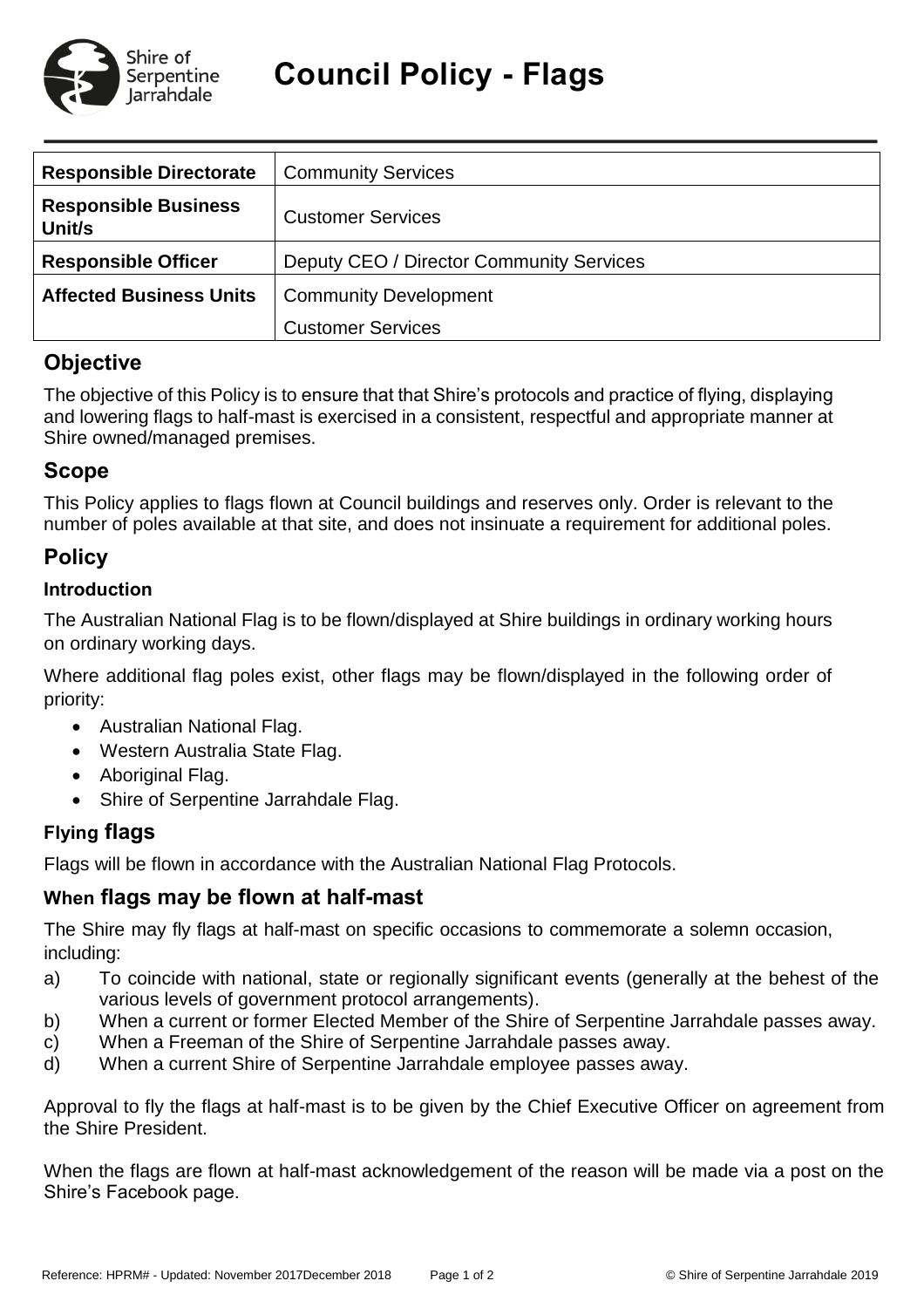# Council Policy - Flags

| Responsible Directorate | Community Services |
|---|---|
| Responsible Business Unit/s | Customer Services |
| Responsible Officer | Deputy CEO / Director Community Services |
| Affected Business Units | Community Development |
| | Customer Services |

## Objective

The objective of this Policy is to ensure that that Shire's protocols and practice of flying, displaying and lowering flags to half-mast is exercised in a consistent, respectful and appropriate manner at Shire owned/managed premises.

## Scope

This Policy applies to flags flown at Council buildings and reserves only. Order is relevant to the number of poles available at that site, and does not insinuate a requirement for additional poles.

## Policy

### Introduction

The Australian National Flag is to be flown/displayed at Shire buildings in ordinary working hours on ordinary working days.

Where additional flag poles exist, other flags may be flown/displayed in the following order of priority:

- Australian National Flag.
- Western Australia State Flag.
- Aboriginal Flag.
- Shire of Serpentine Jarrahdale Flag.

### Flying flags

Flags will be flown in accordance with the Australian National Flag Protocols.

### When flags may be flown at half-mast

The Shire may fly flags at half-mast on specific occasions to commemorate a solemn occasion, including:

a) To coincide with national, state or regionally significant events (generally at the behest of the various levels of government protocol arrangements).
b) When a current or former Elected Member of the Shire of Serpentine Jarrahdale passes away.
c) When a Freeman of the Shire of Serpentine Jarrahdale passes away.
d) When a current Shire of Serpentine Jarrahdale employee passes away.

Approval to fly the flags at half-mast is to be given by the Chief Executive Officer on agreement from the Shire President.

When the flags are flown at half-mast acknowledgement of the reason will be made via a post on the Shire's Facebook page.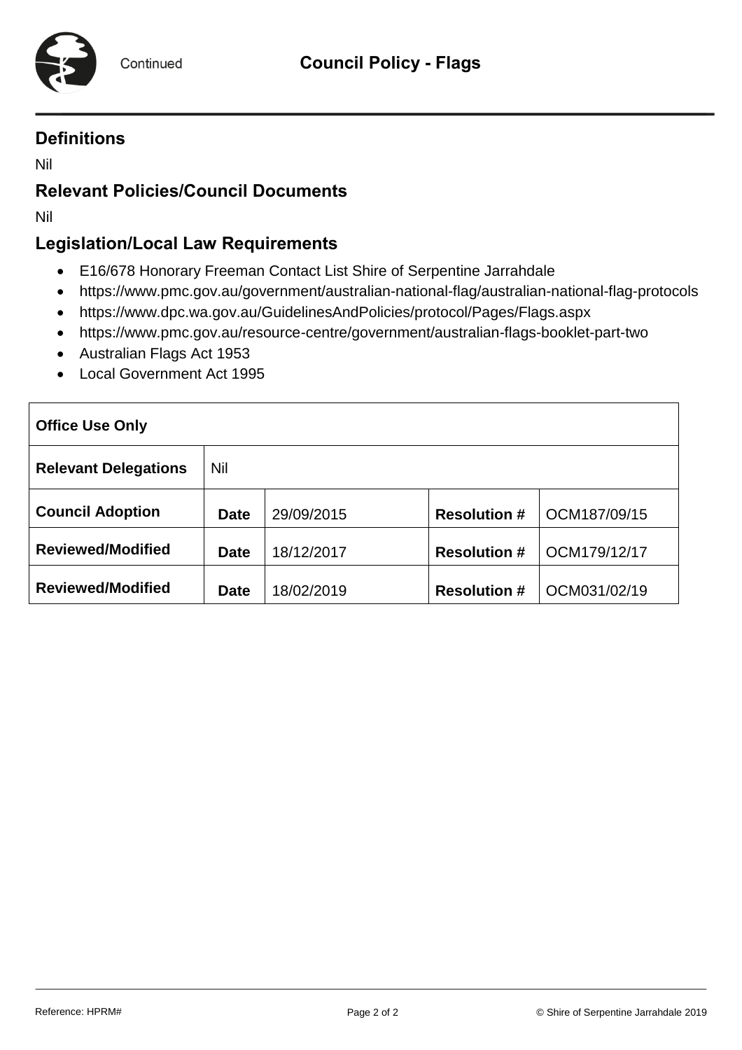## Definitions

Nil

## Relevant Policies/Council Documents

Nil

## Legislation/Local Law Requirements

- E16/678 Honorary Freeman Contact List Shire of Serpentine Jarrahdale
- https://www.pmc.gov.au/government/australian-national-flag/australian-national-flag-protocols
- https://www.dpc.wa.gov.au/GuidelinesAndPolicies/protocol/Pages/Flags.aspx
- https://www.pmc.gov.au/resource-centre/government/australian-flags-booklet-part-two
- Australian Flags Act 1953
- Local Government Act 1995

| **Office Use Only** | | | | |
|---|---|---|---|---|
| **Relevant Delegations** | Nil | | | |
| **Council Adoption** | **Date** | 29/09/2015 | **Resolution #** | OCM187/09/15 |
| **Reviewed/Modified** | **Date** | 18/12/2017 | **Resolution #** | OCM179/12/17 |
| **Reviewed/Modified** | **Date** | 18/02/2019 | **Resolution #** | OCM031/02/19 |